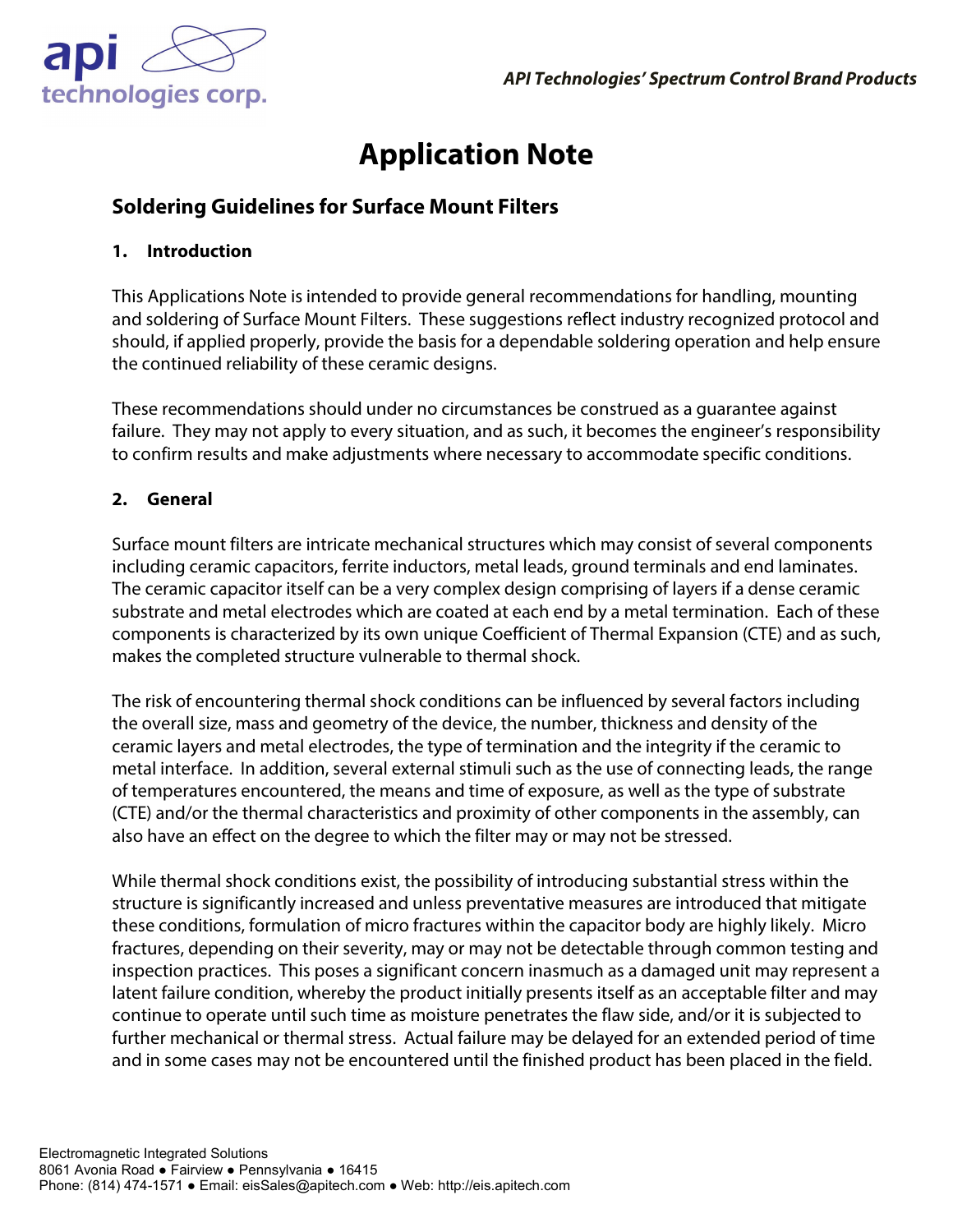# Application Note

## Soldering Guidelines for Surface Mount Filters

### 1. Introduction

This Applications Note is intended to provide general recommendations for handling, mounting and soldering of Surface Mount Filters. These suggestions reflect industry recognized protocol and should, if applied properly, provide the basis for a dependable soldering operation and help ensure the continued reliability of these ceramic designs.

These recommendations should under no circumstances be construed as a guarantee against failure. They may not apply to every situation, and as such, it becomes the engineer's responsibility to confirm results and make adjustments where necessary to accommodate specific conditions.

### 2. General

Surface mount filters are intricate mechanical structures which may consist of several components including ceramic capacitors, ferrite inductors, metal leads, ground terminals and end laminates. The ceramic capacitor itself can be a very complex design comprising of layers if a dense ceramic substrate and metal electrodes which are coated at each end by a metal termination. Each of these components is characterized by its own unique Coefficient of Thermal Expansion (CTE) and as such, makes the completed structure vulnerable to thermal shock.

The risk of encountering thermal shock conditions can be influenced by several factors including the overall size, mass and geometry of the device, the number, thickness and density of the ceramic layers and metal electrodes, the type of termination and the integrity if the ceramic to metal interface. In addition, several external stimuli such as the use of connecting leads, the range of temperatures encountered, the means and time of exposure, as well as the type of substrate (CTE) and/or the thermal characteristics and proximity of other components in the assembly, can also have an effect on the degree to which the filter may or may not be stressed.

While thermal shock conditions exist, the possibility of introducing substantial stress within the structure is significantly increased and unless preventative measures are introduced that mitigate these conditions, formulation of micro fractures within the capacitor body are highly likely. Micro fractures, depending on their severity, may or may not be detectable through common testing and inspection practices. This poses a significant concern inasmuch as a damaged unit may represent a latent failure condition, whereby the product initially presents itself as an acceptable filter and may continue to operate until such time as moisture penetrates the flaw side, and/or it is subjected to further mechanical or thermal stress. Actual failure may be delayed for an extended period of time and in some cases may not be encountered until the finished product has been placed in the field.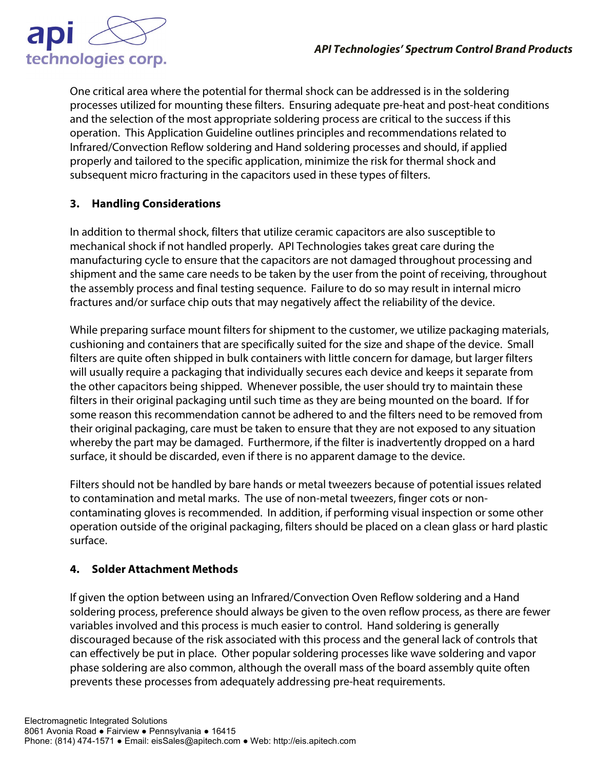One critical area where the potential for thermal shock can be addressed is in the soldering processes utilized for mounting these filters. Ensuring adequate pre-heat and post-heat conditions and the selection of the most appropriate soldering process are critical to the success if this operation. This Application Guideline outlines principles and recommendations related to Infrared/Convection Reflow soldering and Hand soldering processes and should, if applied properly and tailored to the specific application, minimize the risk for thermal shock and subsequent micro fracturing in the capacitors used in these types of filters.

## 3. Handling Considerations

In addition to thermal shock, filters that utilize ceramic capacitors are also susceptible to mechanical shock if not handled properly. API Technologies takes great care during the manufacturing cycle to ensure that the capacitors are not damaged throughout processing and shipment and the same care needs to be taken by the user from the point of receiving, throughout the assembly process and final testing sequence. Failure to do so may result in internal micro fractures and/or surface chip outs that may negatively affect the reliability of the device.

While preparing surface mount filters for shipment to the customer, we utilize packaging materials, cushioning and containers that are specifically suited for the size and shape of the device. Small filters are quite often shipped in bulk containers with little concern for damage, but larger filters will usually require a packaging that individually secures each device and keeps it separate from the other capacitors being shipped. Whenever possible, the user should try to maintain these filters in their original packaging until such time as they are being mounted on the board. If for some reason this recommendation cannot be adhered to and the filters need to be removed from their original packaging, care must be taken to ensure that they are not exposed to any situation whereby the part may be damaged. Furthermore, if the filter is inadvertently dropped on a hard surface, it should be discarded, even if there is no apparent damage to the device.

Filters should not be handled by bare hands or metal tweezers because of potential issues related to contamination and metal marks. The use of non-metal tweezers, finger cots or non-contaminating gloves is recommended. In addition, if performing visual inspection or some other operation outside of the original packaging, filters should be placed on a clean glass or hard plastic surface.

## 4. Solder Attachment Methods

If given the option between using an Infrared/Convection Oven Reflow soldering and a Hand soldering process, preference should always be given to the oven reflow process, as there are fewer variables involved and this process is much easier to control. Hand soldering is generally discouraged because of the risk associated with this process and the general lack of controls that can effectively be put in place. Other popular soldering processes like wave soldering and vapor phase soldering are also common, although the overall mass of the board assembly quite often prevents these processes from adequately addressing pre-heat requirements.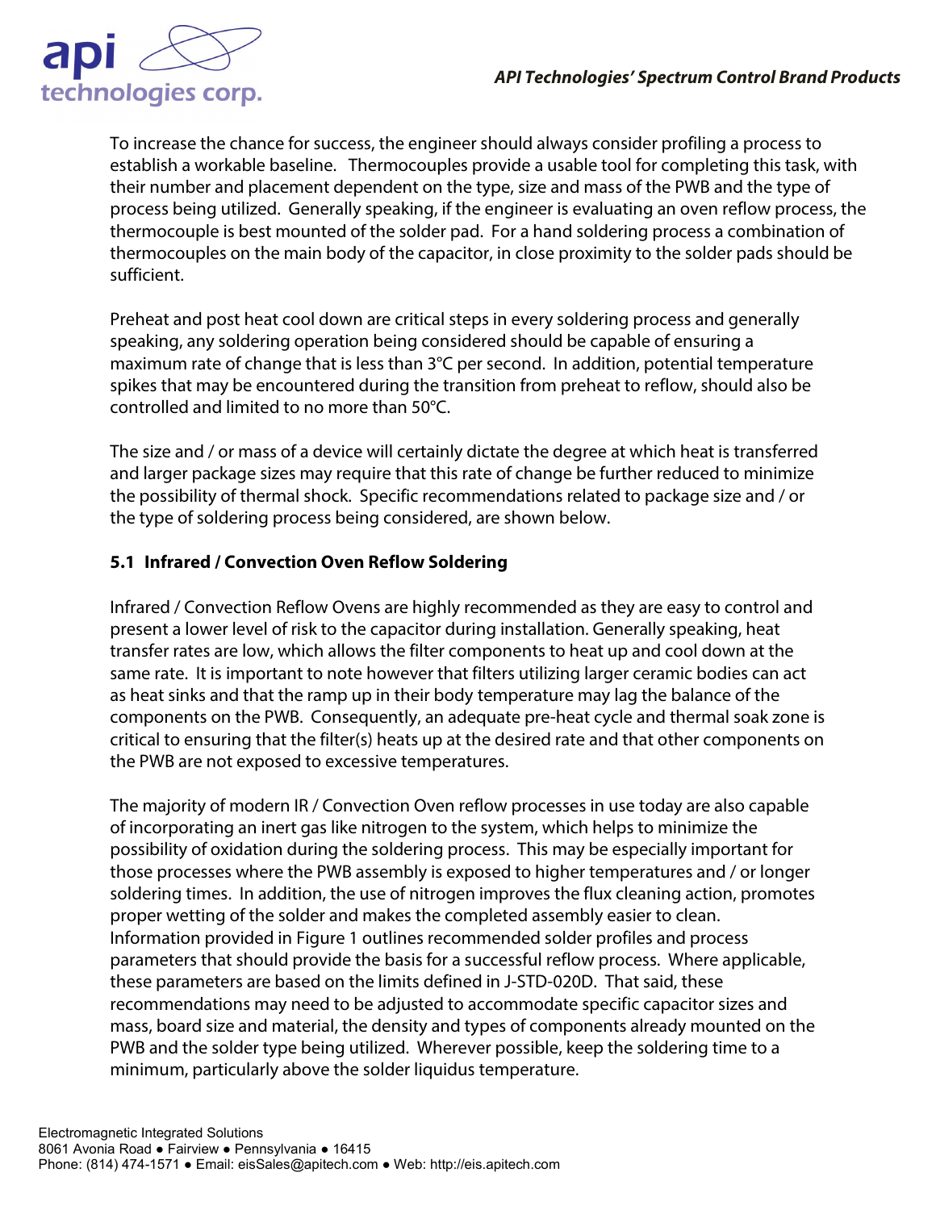To increase the chance for success, the engineer should always consider profiling a process to establish a workable baseline. Thermocouples provide a usable tool for completing this task, with their number and placement dependent on the type, size and mass of the PWB and the type of process being utilized. Generally speaking, if the engineer is evaluating an oven reflow process, the thermocouple is best mounted of the solder pad. For a hand soldering process a combination of thermocouples on the main body of the capacitor, in close proximity to the solder pads should be sufficient.

Preheat and post heat cool down are critical steps in every soldering process and generally speaking, any soldering operation being considered should be capable of ensuring a maximum rate of change that is less than 3°C per second. In addition, potential temperature spikes that may be encountered during the transition from preheat to reflow, should also be controlled and limited to no more than 50°C.

The size and / or mass of a device will certainly dictate the degree at which heat is transferred and larger package sizes may require that this rate of change be further reduced to minimize the possibility of thermal shock. Specific recommendations related to package size and / or the type of soldering process being considered, are shown below.

### 5.1 Infrared / Convection Oven Reflow Soldering

Infrared / Convection Reflow Ovens are highly recommended as they are easy to control and present a lower level of risk to the capacitor during installation. Generally speaking, heat transfer rates are low, which allows the filter components to heat up and cool down at the same rate. It is important to note however that filters utilizing larger ceramic bodies can act as heat sinks and that the ramp up in their body temperature may lag the balance of the components on the PWB. Consequently, an adequate pre-heat cycle and thermal soak zone is critical to ensuring that the filter(s) heats up at the desired rate and that other components on the PWB are not exposed to excessive temperatures.

The majority of modern IR / Convection Oven reflow processes in use today are also capable of incorporating an inert gas like nitrogen to the system, which helps to minimize the possibility of oxidation during the soldering process. This may be especially important for those processes where the PWB assembly is exposed to higher temperatures and / or longer soldering times. In addition, the use of nitrogen improves the flux cleaning action, promotes proper wetting of the solder and makes the completed assembly easier to clean. Information provided in Figure 1 outlines recommended solder profiles and process parameters that should provide the basis for a successful reflow process. Where applicable, these parameters are based on the limits defined in J-STD-020D. That said, these recommendations may need to be adjusted to accommodate specific capacitor sizes and mass, board size and material, the density and types of components already mounted on the PWB and the solder type being utilized. Wherever possible, keep the soldering time to a minimum, particularly above the solder liquidus temperature.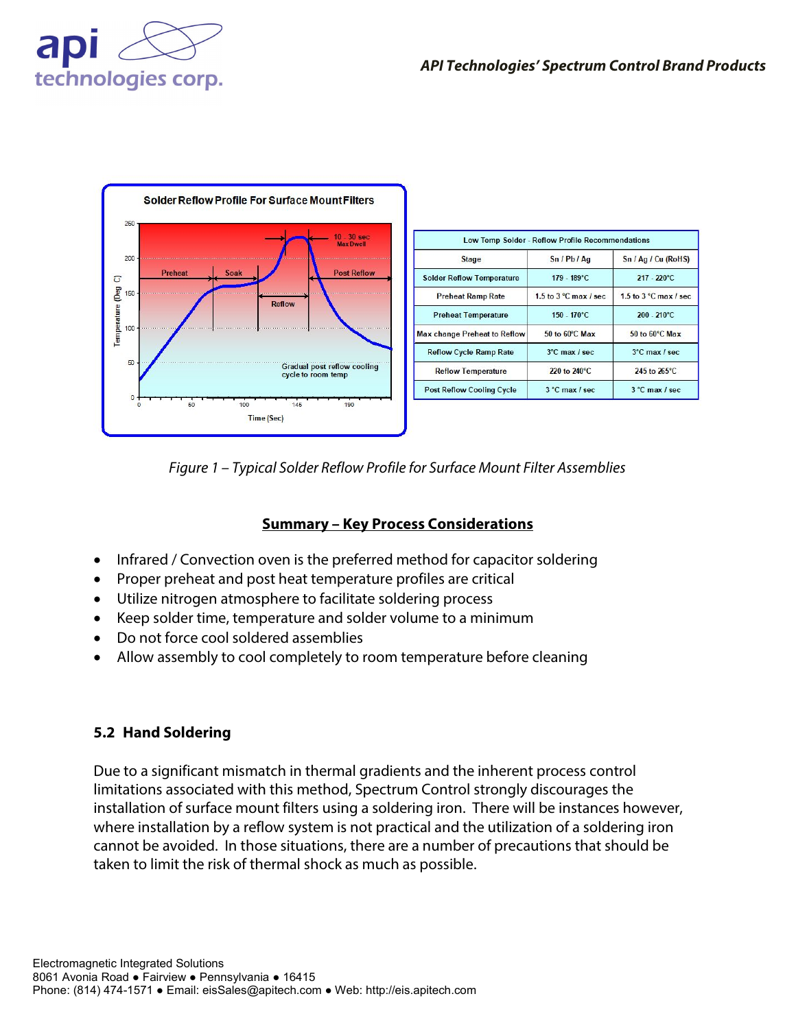| Low Temp Solder - Reflow Profile Recommendations | | |
|---|---|---|
| Stage | Sn / Pb / Ag | Sn / Ag / Cu (RoHS) |
| Solder Reflow Temperature | 179 - 189°C | 217 - 220°C |
| Preheat Ramp Rate | 1.5 to 3 °C max / sec | 1.5 to 3 °C max / sec |
| Preheat Temperature | 150 - 170°C | 200 - 210°C |
| Max change Preheat to Reflow | 50 to 60°C Max | 50 to 60°C Max |
| Reflow Cycle Ramp Rate | 3°C max / sec | 3°C max / sec |
| Reflow Temperature | 220 to 240°C | 245 to 265°C |
| Post Reflow Cooling Cycle | 3 °C max / sec | 3 °C max / sec |

*Figure 1 – Typical Solder Reflow Profile for Surface Mount Filter Assemblies*

## Summary – Key Process Considerations

- Infrared / Convection oven is the preferred method for capacitor soldering
- Proper preheat and post heat temperature profiles are critical
- Utilize nitrogen atmosphere to facilitate soldering process
- Keep solder time, temperature and solder volume to a minimum
- Do not force cool soldered assemblies
- Allow assembly to cool completely to room temperature before cleaning

### 5.2 Hand Soldering

Due to a significant mismatch in thermal gradients and the inherent process control limitations associated with this method, Spectrum Control strongly discourages the installation of surface mount filters using a soldering iron. There will be instances however, where installation by a reflow system is not practical and the utilization of a soldering iron cannot be avoided. In those situations, there are a number of precautions that should be taken to limit the risk of thermal shock as much as possible.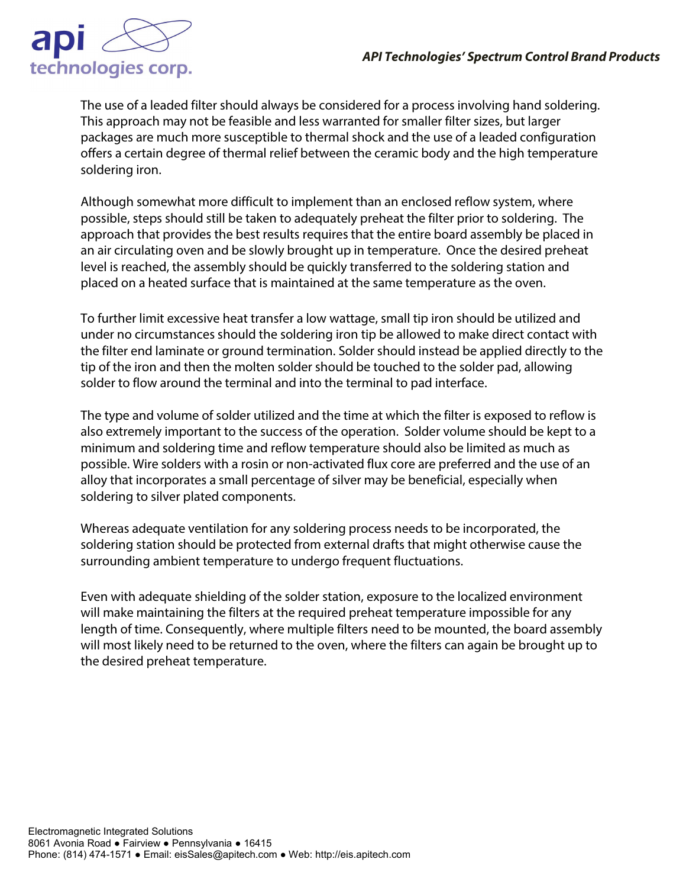The use of a leaded filter should always be considered for a process involving hand soldering. This approach may not be feasible and less warranted for smaller filter sizes, but larger packages are much more susceptible to thermal shock and the use of a leaded configuration offers a certain degree of thermal relief between the ceramic body and the high temperature soldering iron.

Although somewhat more difficult to implement than an enclosed reflow system, where possible, steps should still be taken to adequately preheat the filter prior to soldering. The approach that provides the best results requires that the entire board assembly be placed in an air circulating oven and be slowly brought up in temperature. Once the desired preheat level is reached, the assembly should be quickly transferred to the soldering station and placed on a heated surface that is maintained at the same temperature as the oven.

To further limit excessive heat transfer a low wattage, small tip iron should be utilized and under no circumstances should the soldering iron tip be allowed to make direct contact with the filter end laminate or ground termination. Solder should instead be applied directly to the tip of the iron and then the molten solder should be touched to the solder pad, allowing solder to flow around the terminal and into the terminal to pad interface.

The type and volume of solder utilized and the time at which the filter is exposed to reflow is also extremely important to the success of the operation. Solder volume should be kept to a minimum and soldering time and reflow temperature should also be limited as much as possible. Wire solders with a rosin or non-activated flux core are preferred and the use of an alloy that incorporates a small percentage of silver may be beneficial, especially when soldering to silver plated components.

Whereas adequate ventilation for any soldering process needs to be incorporated, the soldering station should be protected from external drafts that might otherwise cause the surrounding ambient temperature to undergo frequent fluctuations.

Even with adequate shielding of the solder station, exposure to the localized environment will make maintaining the filters at the required preheat temperature impossible for any length of time. Consequently, where multiple filters need to be mounted, the board assembly will most likely need to be returned to the oven, where the filters can again be brought up to the desired preheat temperature.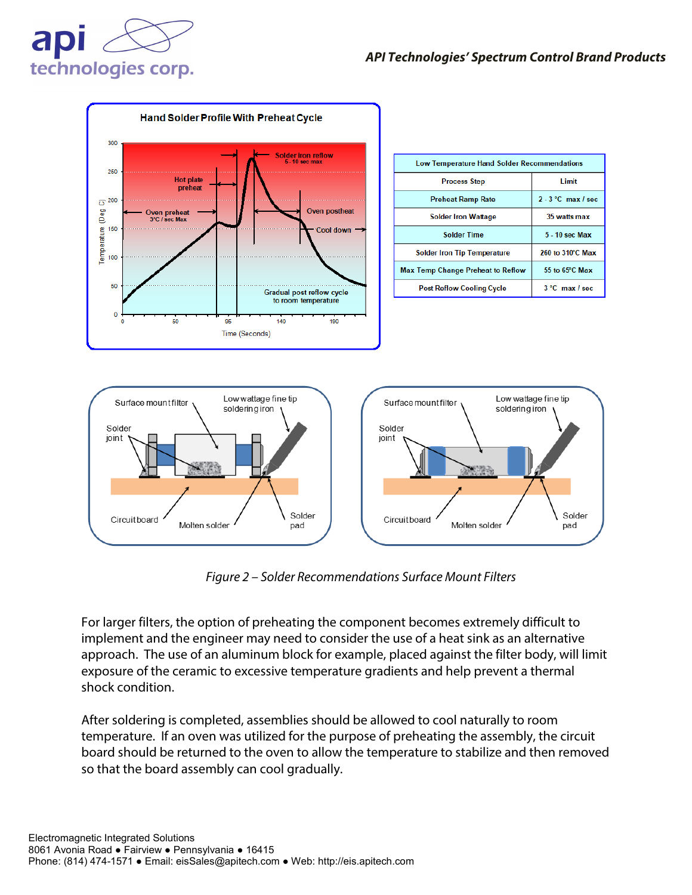| Low Temperature Hand Solder Recommendations | |
|---|---|
| Process Step | Limit |
| Preheat Ramp Rate | 2 - 3 °C max / sec |
| Solder Iron Wattage | 35 watts max |
| Solder Time | 5 - 10 sec Max |
| Solder Iron Tip Temperature | 260 to 310°C Max |
| Max Temp Change Preheat to Reflow | 55 to 65°C Max |
| Post Reflow Cooling Cycle | 3 °C max / sec |

*Figure 2 – Solder Recommendations Surface Mount Filters*

For larger filters, the option of preheating the component becomes extremely difficult to implement and the engineer may need to consider the use of a heat sink as an alternative approach. The use of an aluminum block for example, placed against the filter body, will limit exposure of the ceramic to excessive temperature gradients and help prevent a thermal shock condition.

After soldering is completed, assemblies should be allowed to cool naturally to room temperature. If an oven was utilized for the purpose of preheating the assembly, the circuit board should be returned to the oven to allow the temperature to stabilize and then removed so that the board assembly can cool gradually.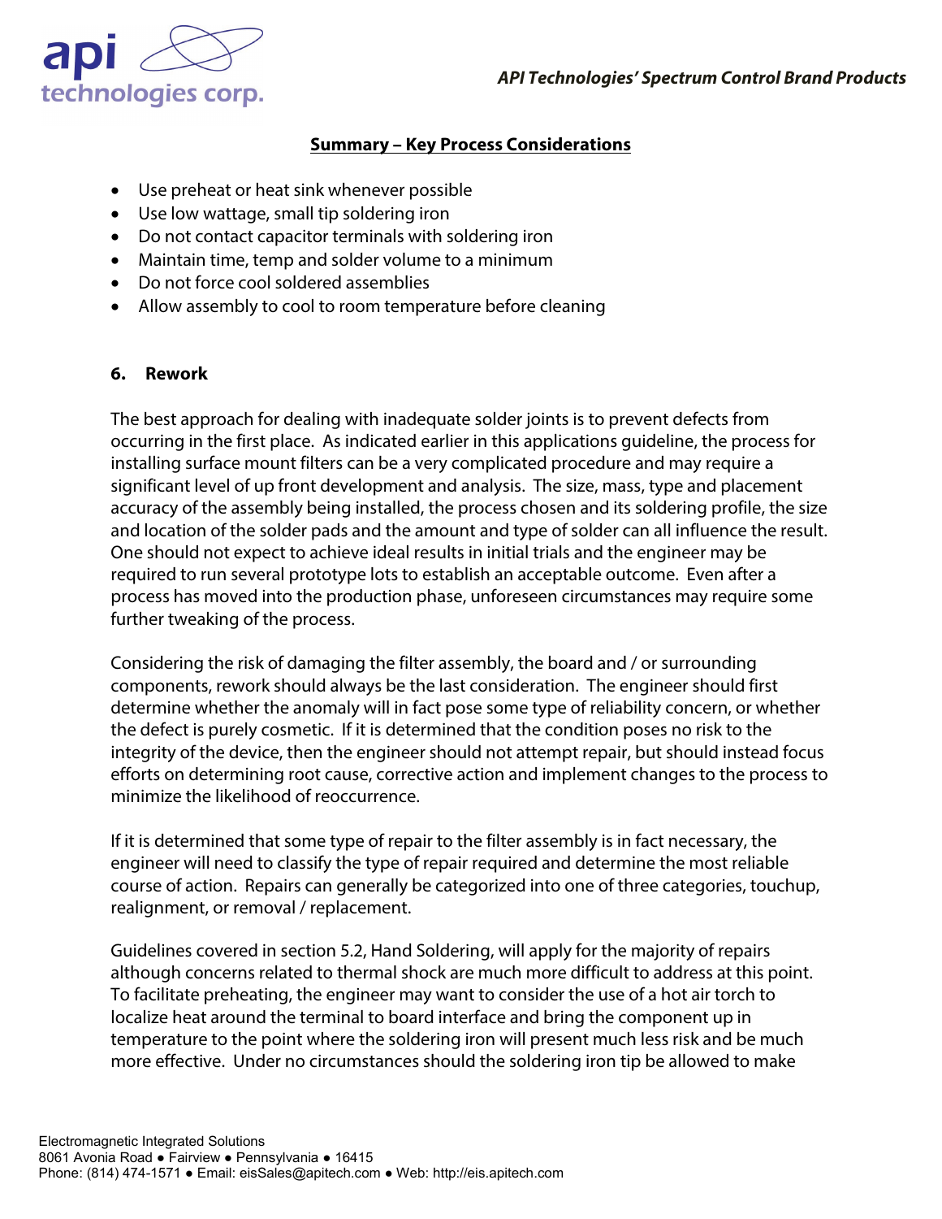### Summary – Key Process Considerations

- Use preheat or heat sink whenever possible
- Use low wattage, small tip soldering iron
- Do not contact capacitor terminals with soldering iron
- Maintain time, temp and solder volume to a minimum
- Do not force cool soldered assemblies
- Allow assembly to cool to room temperature before cleaning

## 6. Rework

The best approach for dealing with inadequate solder joints is to prevent defects from occurring in the first place. As indicated earlier in this applications guideline, the process for installing surface mount filters can be a very complicated procedure and may require a significant level of up front development and analysis. The size, mass, type and placement accuracy of the assembly being installed, the process chosen and its soldering profile, the size and location of the solder pads and the amount and type of solder can all influence the result. One should not expect to achieve ideal results in initial trials and the engineer may be required to run several prototype lots to establish an acceptable outcome. Even after a process has moved into the production phase, unforeseen circumstances may require some further tweaking of the process.

Considering the risk of damaging the filter assembly, the board and / or surrounding components, rework should always be the last consideration. The engineer should first determine whether the anomaly will in fact pose some type of reliability concern, or whether the defect is purely cosmetic. If it is determined that the condition poses no risk to the integrity of the device, then the engineer should not attempt repair, but should instead focus efforts on determining root cause, corrective action and implement changes to the process to minimize the likelihood of reoccurrence.

If it is determined that some type of repair to the filter assembly is in fact necessary, the engineer will need to classify the type of repair required and determine the most reliable course of action. Repairs can generally be categorized into one of three categories, touchup, realignment, or removal / replacement.

Guidelines covered in section 5.2, Hand Soldering, will apply for the majority of repairs although concerns related to thermal shock are much more difficult to address at this point. To facilitate preheating, the engineer may want to consider the use of a hot air torch to localize heat around the terminal to board interface and bring the component up in temperature to the point where the soldering iron will present much less risk and be much more effective. Under no circumstances should the soldering iron tip be allowed to make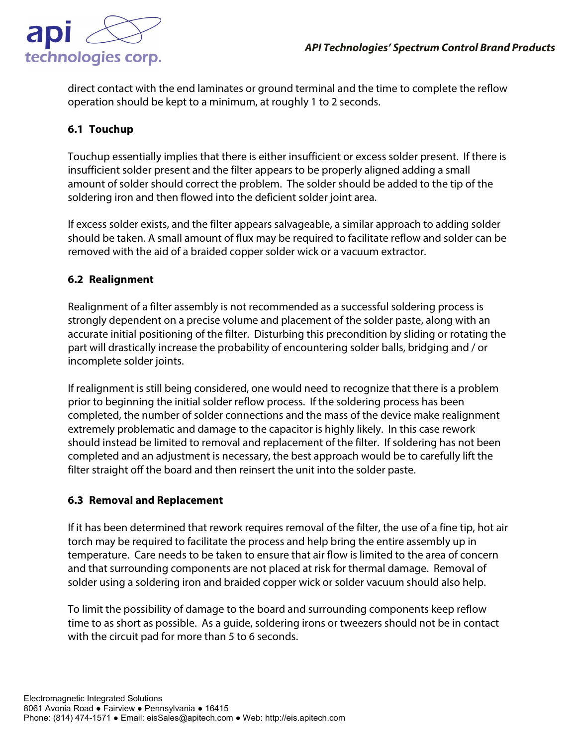direct contact with the end laminates or ground terminal and the time to complete the reflow operation should be kept to a minimum, at roughly 1 to 2 seconds.

### 6.1 Touchup

Touchup essentially implies that there is either insufficient or excess solder present. If there is insufficient solder present and the filter appears to be properly aligned adding a small amount of solder should correct the problem. The solder should be added to the tip of the soldering iron and then flowed into the deficient solder joint area.

If excess solder exists, and the filter appears salvageable, a similar approach to adding solder should be taken. A small amount of flux may be required to facilitate reflow and solder can be removed with the aid of a braided copper solder wick or a vacuum extractor.

### 6.2 Realignment

Realignment of a filter assembly is not recommended as a successful soldering process is strongly dependent on a precise volume and placement of the solder paste, along with an accurate initial positioning of the filter. Disturbing this precondition by sliding or rotating the part will drastically increase the probability of encountering solder balls, bridging and / or incomplete solder joints.

If realignment is still being considered, one would need to recognize that there is a problem prior to beginning the initial solder reflow process. If the soldering process has been completed, the number of solder connections and the mass of the device make realignment extremely problematic and damage to the capacitor is highly likely. In this case rework should instead be limited to removal and replacement of the filter. If soldering has not been completed and an adjustment is necessary, the best approach would be to carefully lift the filter straight off the board and then reinsert the unit into the solder paste.

### 6.3 Removal and Replacement

If it has been determined that rework requires removal of the filter, the use of a fine tip, hot air torch may be required to facilitate the process and help bring the entire assembly up in temperature. Care needs to be taken to ensure that air flow is limited to the area of concern and that surrounding components are not placed at risk for thermal damage. Removal of solder using a soldering iron and braided copper wick or solder vacuum should also help.

To limit the possibility of damage to the board and surrounding components keep reflow time to as short as possible. As a guide, soldering irons or tweezers should not be in contact with the circuit pad for more than 5 to 6 seconds.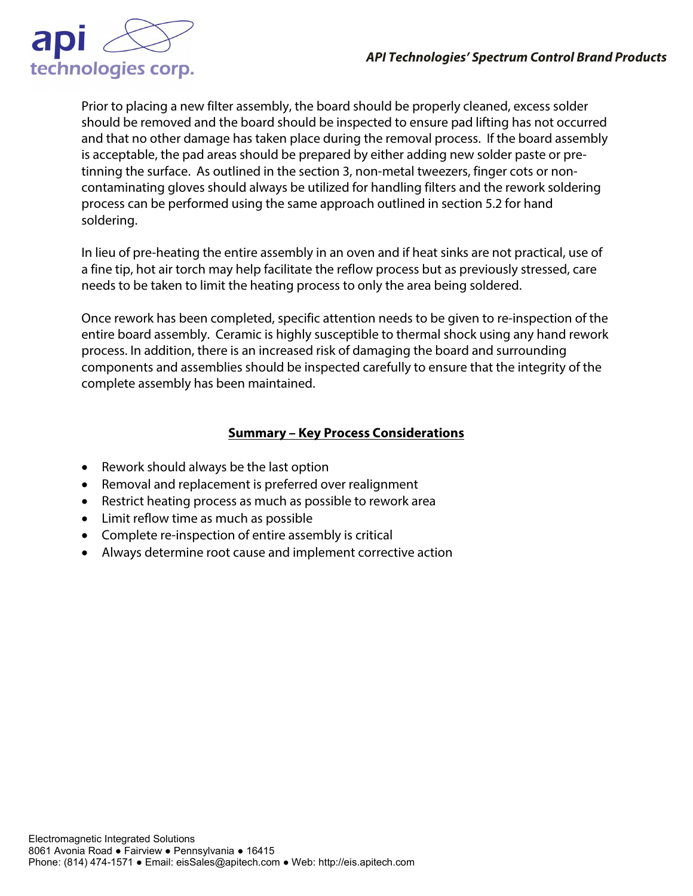Prior to placing a new filter assembly, the board should be properly cleaned, excess solder should be removed and the board should be inspected to ensure pad lifting has not occurred and that no other damage has taken place during the removal process. If the board assembly is acceptable, the pad areas should be prepared by either adding new solder paste or pre-tinning the surface. As outlined in the section 3, non-metal tweezers, finger cots or non-contaminating gloves should always be utilized for handling filters and the rework soldering process can be performed using the same approach outlined in section 5.2 for hand soldering.

In lieu of pre-heating the entire assembly in an oven and if heat sinks are not practical, use of a fine tip, hot air torch may help facilitate the reflow process but as previously stressed, care needs to be taken to limit the heating process to only the area being soldered.

Once rework has been completed, specific attention needs to be given to re-inspection of the entire board assembly. Ceramic is highly susceptible to thermal shock using any hand rework process. In addition, there is an increased risk of damaging the board and surrounding components and assemblies should be inspected carefully to ensure that the integrity of the complete assembly has been maintained.

## Summary – Key Process Considerations

- Rework should always be the last option
- Removal and replacement is preferred over realignment
- Restrict heating process as much as possible to rework area
- Limit reflow time as much as possible
- Complete re-inspection of entire assembly is critical
- Always determine root cause and implement corrective action